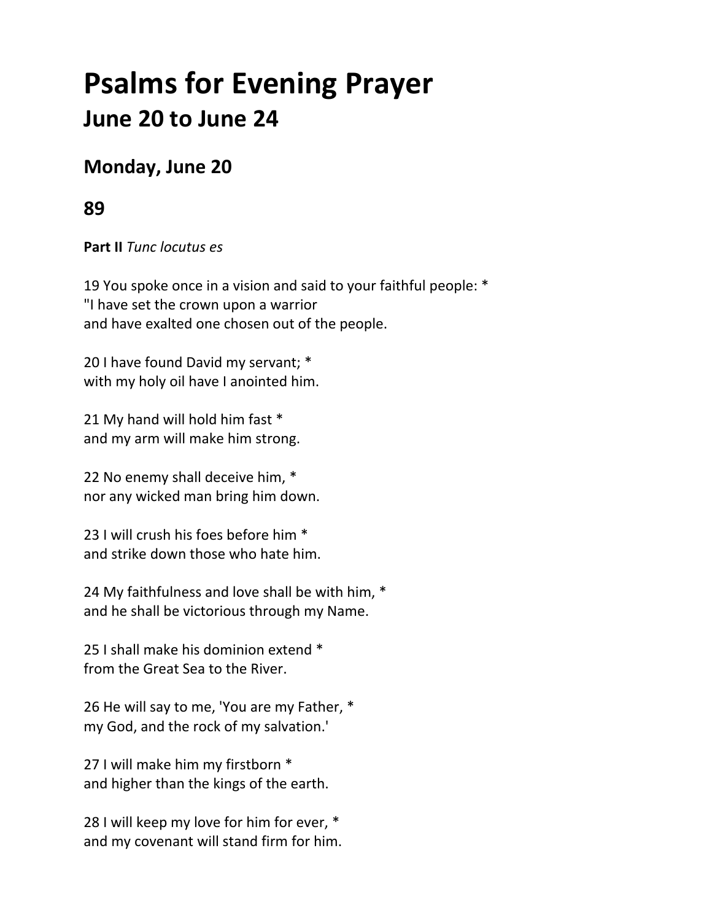# Psalms for Evening Prayer
## June 20 to June 24

### Monday, June 20

### 89

**Part II** *Tunc locutus es*

19 You spoke once in a vision and said to your faithful people: *
"I have set the crown upon a warrior
and have exalted one chosen out of the people.

20 I have found David my servant; *
with my holy oil have I anointed him.

21 My hand will hold him fast *
and my arm will make him strong.

22 No enemy shall deceive him, *
nor any wicked man bring him down.

23 I will crush his foes before him *
and strike down those who hate him.

24 My faithfulness and love shall be with him, *
and he shall be victorious through my Name.

25 I shall make his dominion extend *
from the Great Sea to the River.

26 He will say to me, 'You are my Father, *
my God, and the rock of my salvation.'

27 I will make him my firstborn *
and higher than the kings of the earth.

28 I will keep my love for him for ever, *
and my covenant will stand firm for him.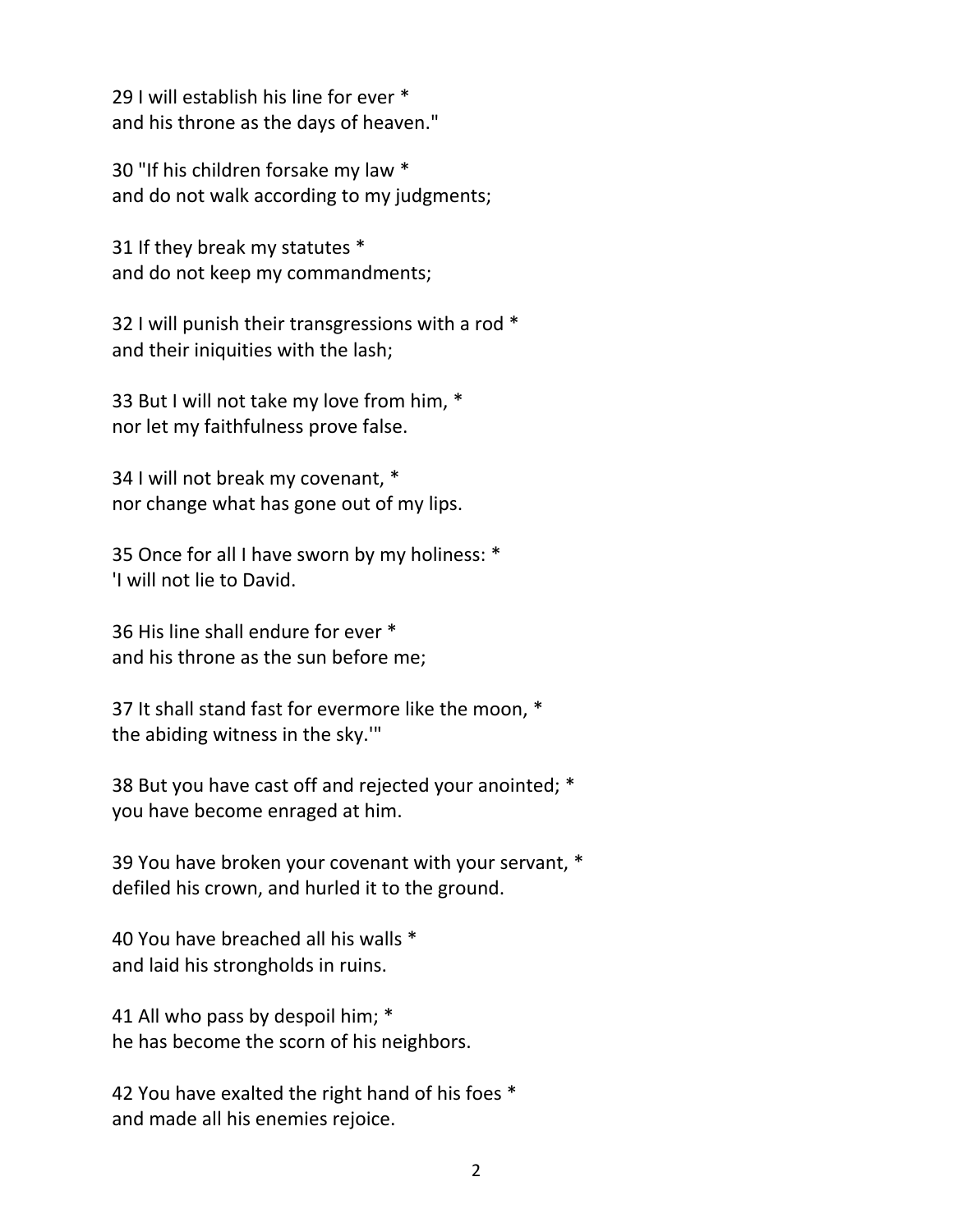29 I will establish his line for ever *
and his throne as the days of heaven."

30 "If his children forsake my law *
and do not walk according to my judgments;

31 If they break my statutes *
and do not keep my commandments;

32 I will punish their transgressions with a rod *
and their iniquities with the lash;

33 But I will not take my love from him, *
nor let my faithfulness prove false.

34 I will not break my covenant, *
nor change what has gone out of my lips.

35 Once for all I have sworn by my holiness: *
'I will not lie to David.

36 His line shall endure for ever *
and his throne as the sun before me;

37 It shall stand fast for evermore like the moon, *
the abiding witness in the sky.'"

38 But you have cast off and rejected your anointed; *
you have become enraged at him.

39 You have broken your covenant with your servant, *
defiled his crown, and hurled it to the ground.

40 You have breached all his walls *
and laid his strongholds in ruins.

41 All who pass by despoil him; *
he has become the scorn of his neighbors.

42 You have exalted the right hand of his foes *
and made all his enemies rejoice.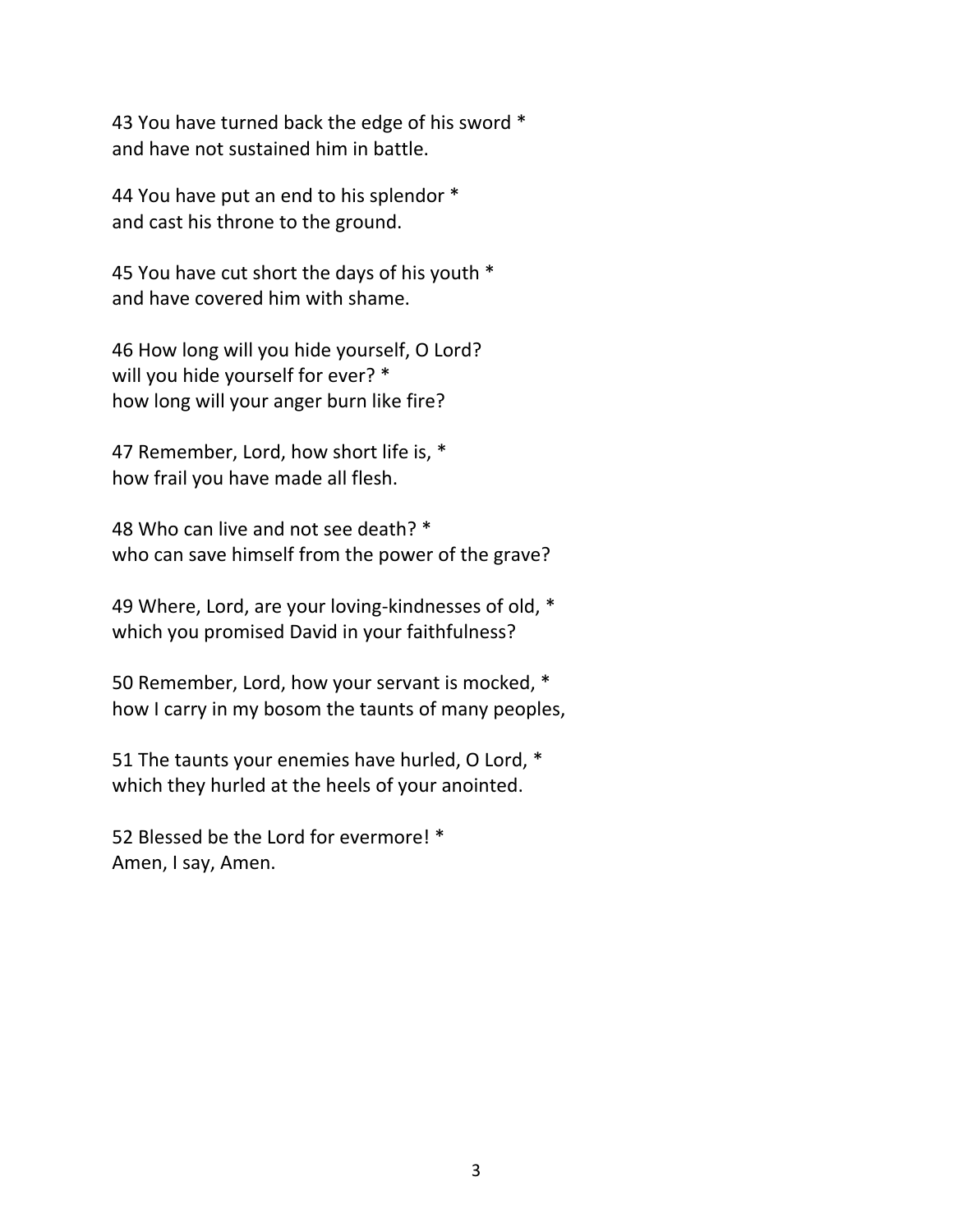43 You have turned back the edge of his sword *
and have not sustained him in battle.

44 You have put an end to his splendor *
and cast his throne to the ground.

45 You have cut short the days of his youth *
and have covered him with shame.

46 How long will you hide yourself, O Lord?
will you hide yourself for ever? *
how long will your anger burn like fire?

47 Remember, Lord, how short life is, *
how frail you have made all flesh.

48 Who can live and not see death? *
who can save himself from the power of the grave?

49 Where, Lord, are your loving-kindnesses of old, *
which you promised David in your faithfulness?

50 Remember, Lord, how your servant is mocked, *
how I carry in my bosom the taunts of many peoples,

51 The taunts your enemies have hurled, O Lord, *
which they hurled at the heels of your anointed.

52 Blessed be the Lord for evermore! *
Amen, I say, Amen.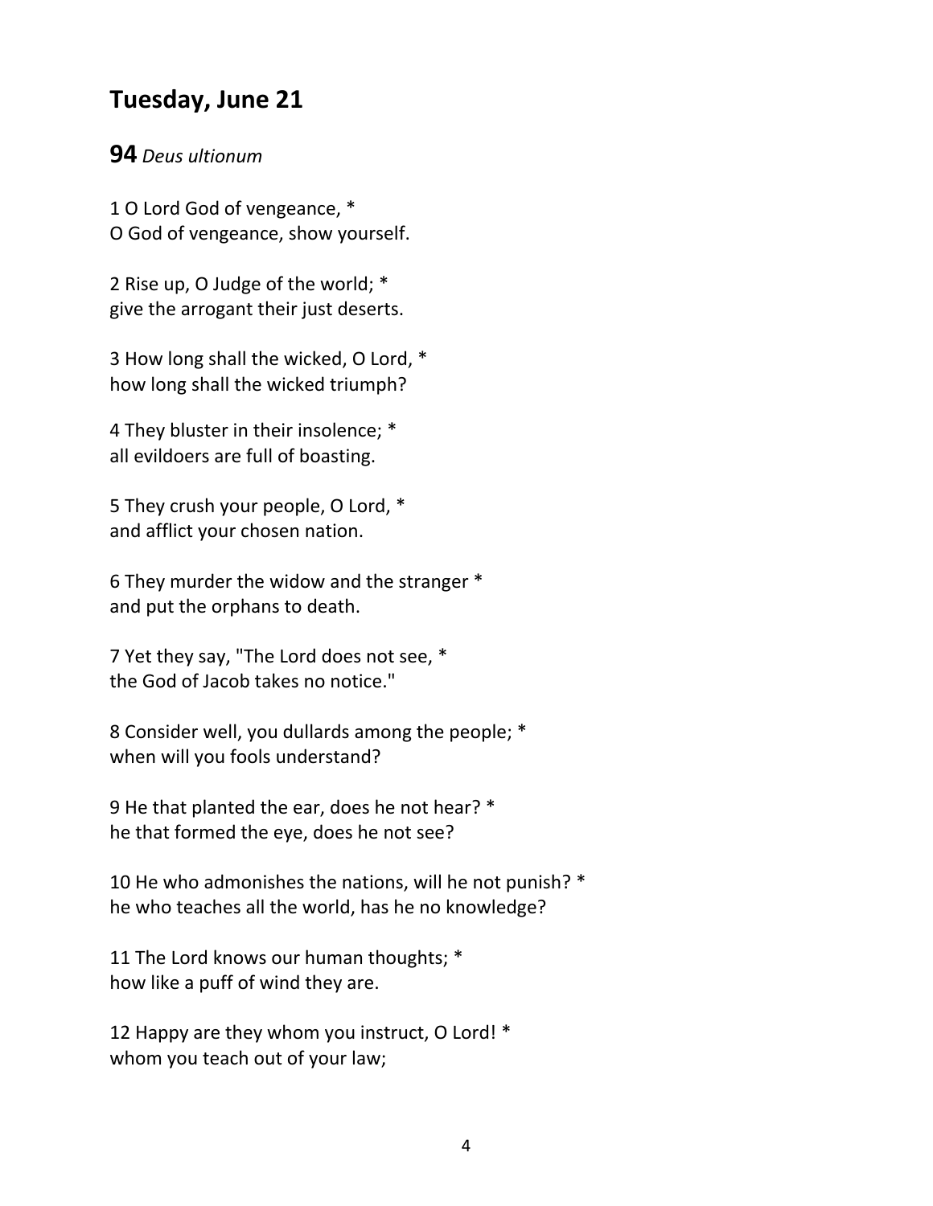## Tuesday, June 21

**94** *Deus ultionum*

1 O Lord God of vengeance, *
O God of vengeance, show yourself.

2 Rise up, O Judge of the world; *
give the arrogant their just deserts.

3 How long shall the wicked, O Lord, *
how long shall the wicked triumph?

4 They bluster in their insolence; *
all evildoers are full of boasting.

5 They crush your people, O Lord, *
and afflict your chosen nation.

6 They murder the widow and the stranger *
and put the orphans to death.

7 Yet they say, "The Lord does not see, *
the God of Jacob takes no notice."

8 Consider well, you dullards among the people; *
when will you fools understand?

9 He that planted the ear, does he not hear? *
he that formed the eye, does he not see?

10 He who admonishes the nations, will he not punish? *
he who teaches all the world, has he no knowledge?

11 The Lord knows our human thoughts; *
how like a puff of wind they are.

12 Happy are they whom you instruct, O Lord! *
whom you teach out of your law;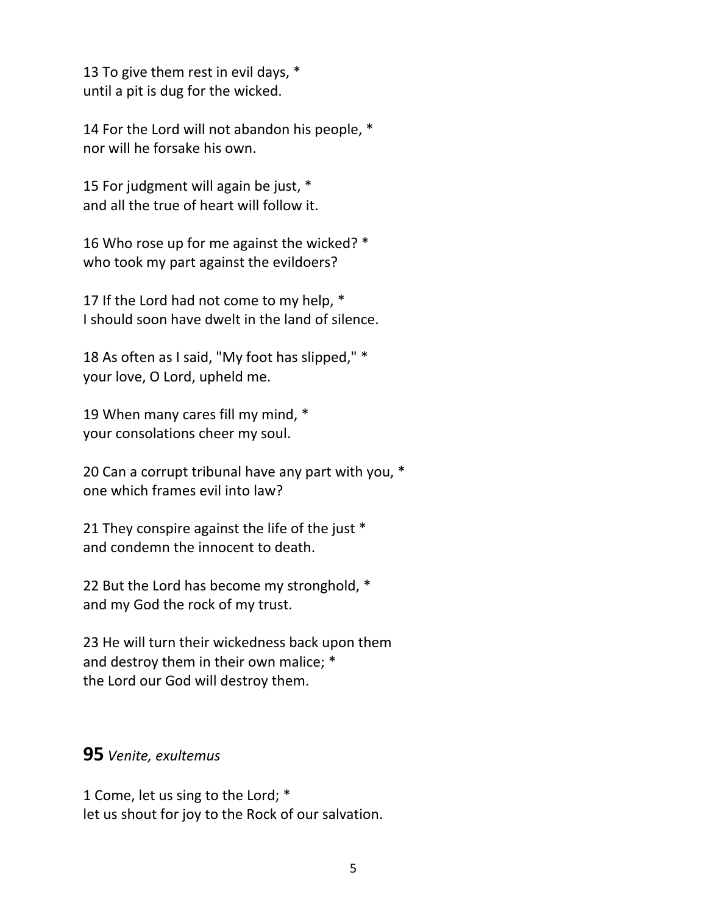13 To give them rest in evil days, *
until a pit is dug for the wicked.

14 For the Lord will not abandon his people, *
nor will he forsake his own.

15 For judgment will again be just, *
and all the true of heart will follow it.

16 Who rose up for me against the wicked? *
who took my part against the evildoers?

17 If the Lord had not come to my help, *
I should soon have dwelt in the land of silence.

18 As often as I said, "My foot has slipped," *
your love, O Lord, upheld me.

19 When many cares fill my mind, *
your consolations cheer my soul.

20 Can a corrupt tribunal have any part with you, *
one which frames evil into law?

21 They conspire against the life of the just *
and condemn the innocent to death.

22 But the Lord has become my stronghold, *
and my God the rock of my trust.

23 He will turn their wickedness back upon them
and destroy them in their own malice; *
the Lord our God will destroy them.

## **95** *Venite, exultemus*

1 Come, let us sing to the Lord; *
let us shout for joy to the Rock of our salvation.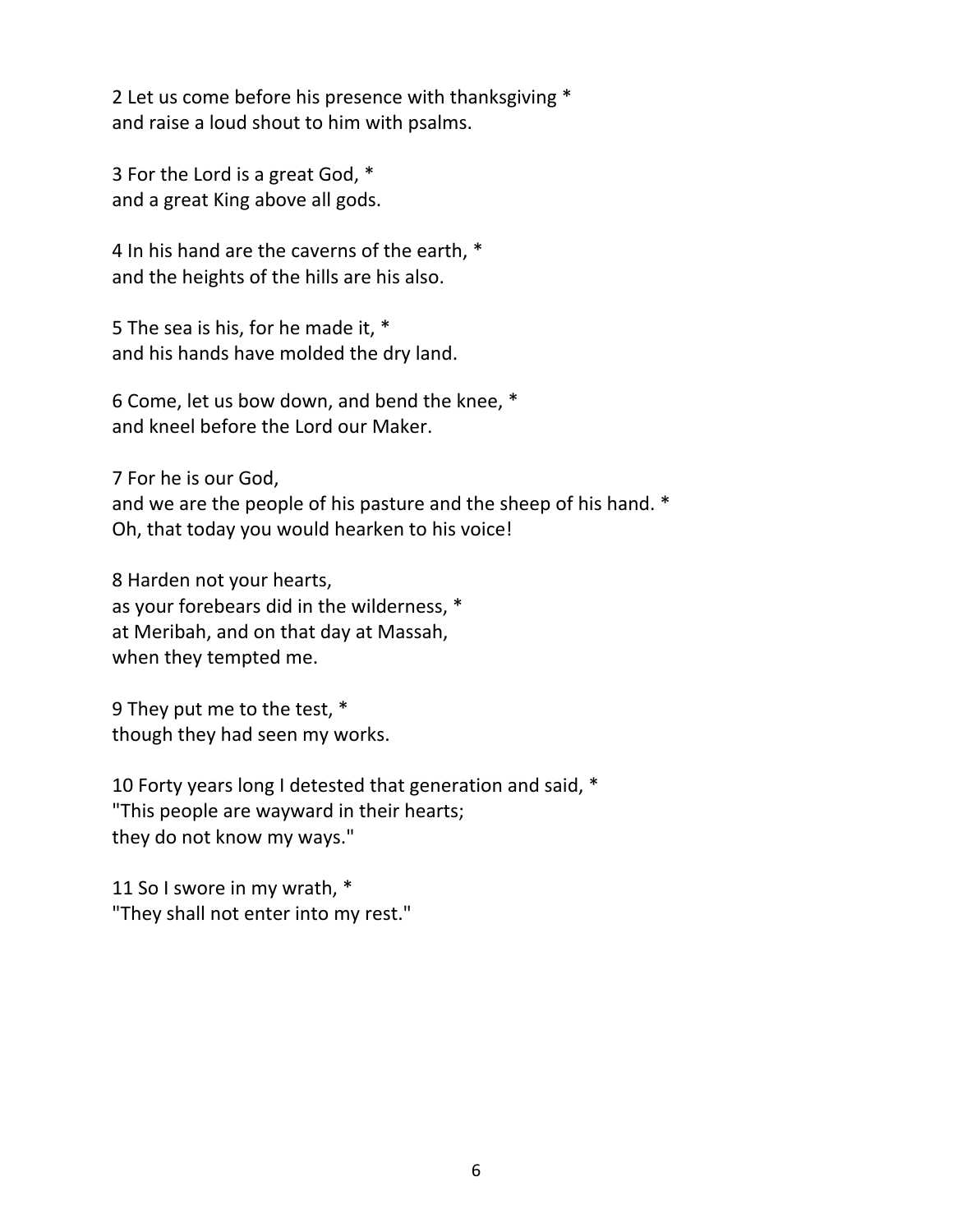2 Let us come before his presence with thanksgiving *
and raise a loud shout to him with psalms.

3 For the Lord is a great God, *
and a great King above all gods.

4 In his hand are the caverns of the earth, *
and the heights of the hills are his also.

5 The sea is his, for he made it, *
and his hands have molded the dry land.

6 Come, let us bow down, and bend the knee, *
and kneel before the Lord our Maker.

7 For he is our God,
and we are the people of his pasture and the sheep of his hand. *
Oh, that today you would hearken to his voice!

8 Harden not your hearts,
as your forebears did in the wilderness, *
at Meribah, and on that day at Massah,
when they tempted me.

9 They put me to the test, *
though they had seen my works.

10 Forty years long I detested that generation and said, *
"This people are wayward in their hearts;
they do not know my ways."

11 So I swore in my wrath, *
"They shall not enter into my rest."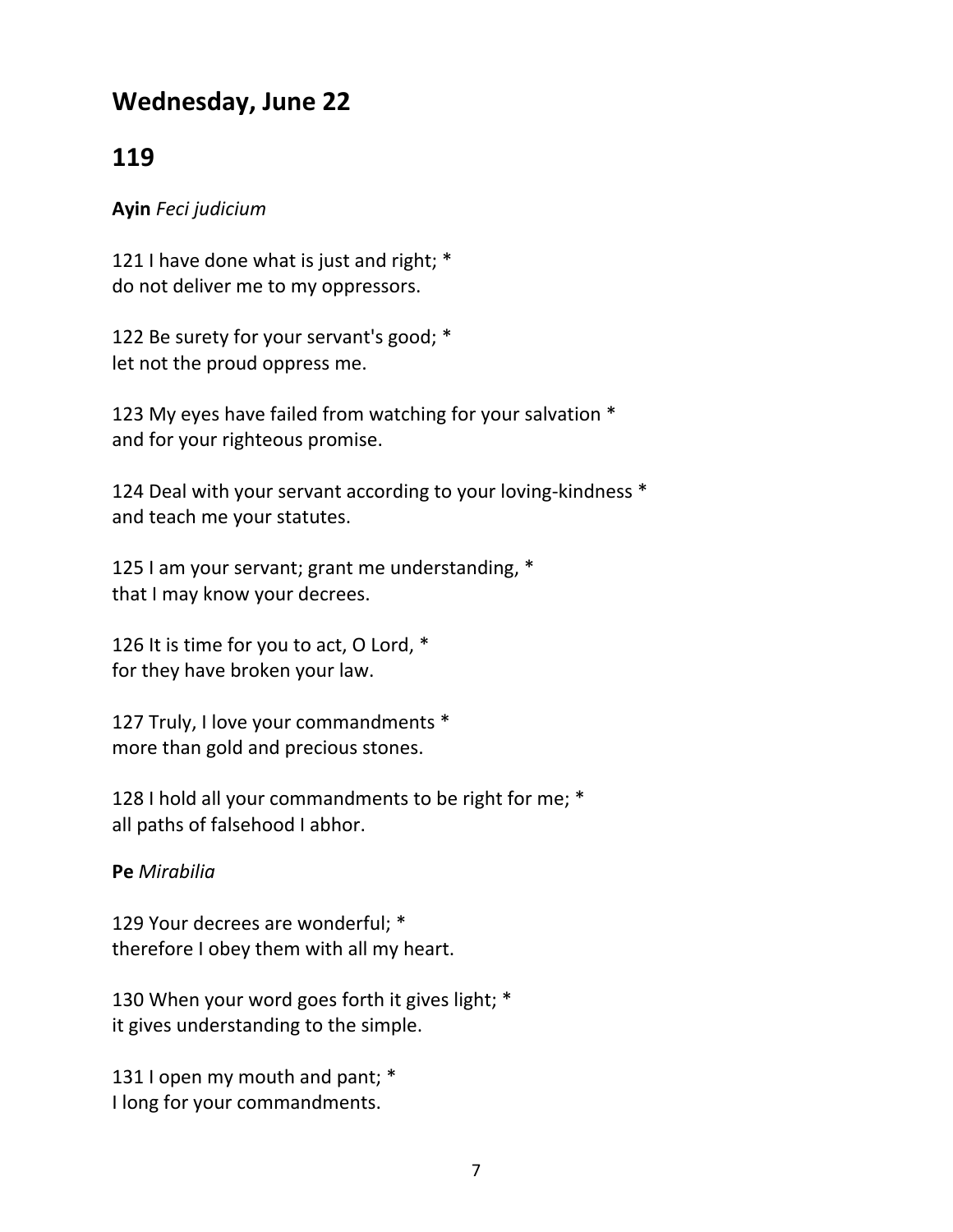## Wednesday, June 22

## 119

**Ayin** *Feci judicium*

121 I have done what is just and right; *
do not deliver me to my oppressors.

122 Be surety for your servant's good; *
let not the proud oppress me.

123 My eyes have failed from watching for your salvation *
and for your righteous promise.

124 Deal with your servant according to your loving-kindness *
and teach me your statutes.

125 I am your servant; grant me understanding, *
that I may know your decrees.

126 It is time for you to act, O Lord, *
for they have broken your law.

127 Truly, I love your commandments *
more than gold and precious stones.

128 I hold all your commandments to be right for me; *
all paths of falsehood I abhor.

**Pe** *Mirabilia*

129 Your decrees are wonderful; *
therefore I obey them with all my heart.

130 When your word goes forth it gives light; *
it gives understanding to the simple.

131 I open my mouth and pant; *
I long for your commandments.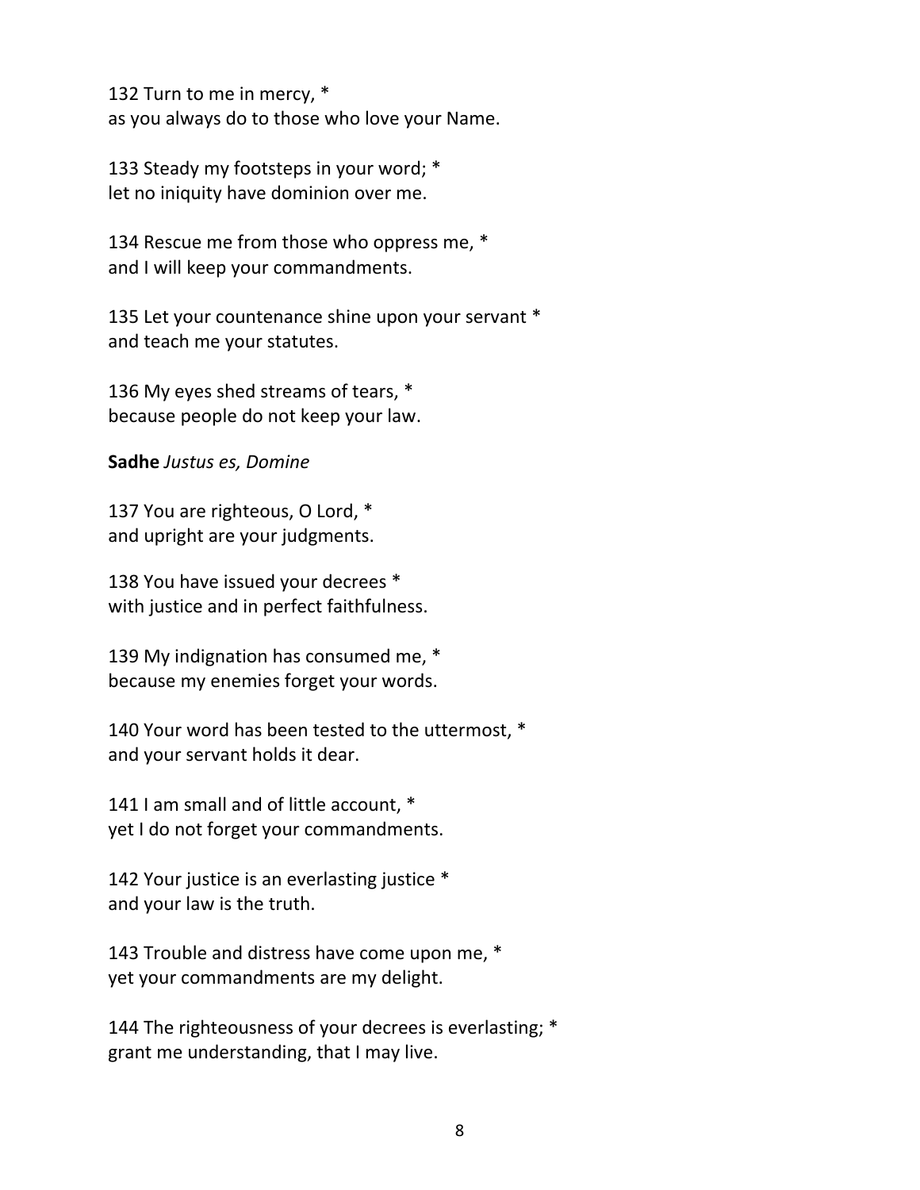132 Turn to me in mercy, *
as you always do to those who love your Name.

133 Steady my footsteps in your word; *
let no iniquity have dominion over me.

134 Rescue me from those who oppress me, *
and I will keep your commandments.

135 Let your countenance shine upon your servant *
and teach me your statutes.

136 My eyes shed streams of tears, *
because people do not keep your law.

**Sadhe** *Justus es, Domine*

137 You are righteous, O Lord, *
and upright are your judgments.

138 You have issued your decrees *
with justice and in perfect faithfulness.

139 My indignation has consumed me, *
because my enemies forget your words.

140 Your word has been tested to the uttermost, *
and your servant holds it dear.

141 I am small and of little account, *
yet I do not forget your commandments.

142 Your justice is an everlasting justice *
and your law is the truth.

143 Trouble and distress have come upon me, *
yet your commandments are my delight.

144 The righteousness of your decrees is everlasting; *
grant me understanding, that I may live.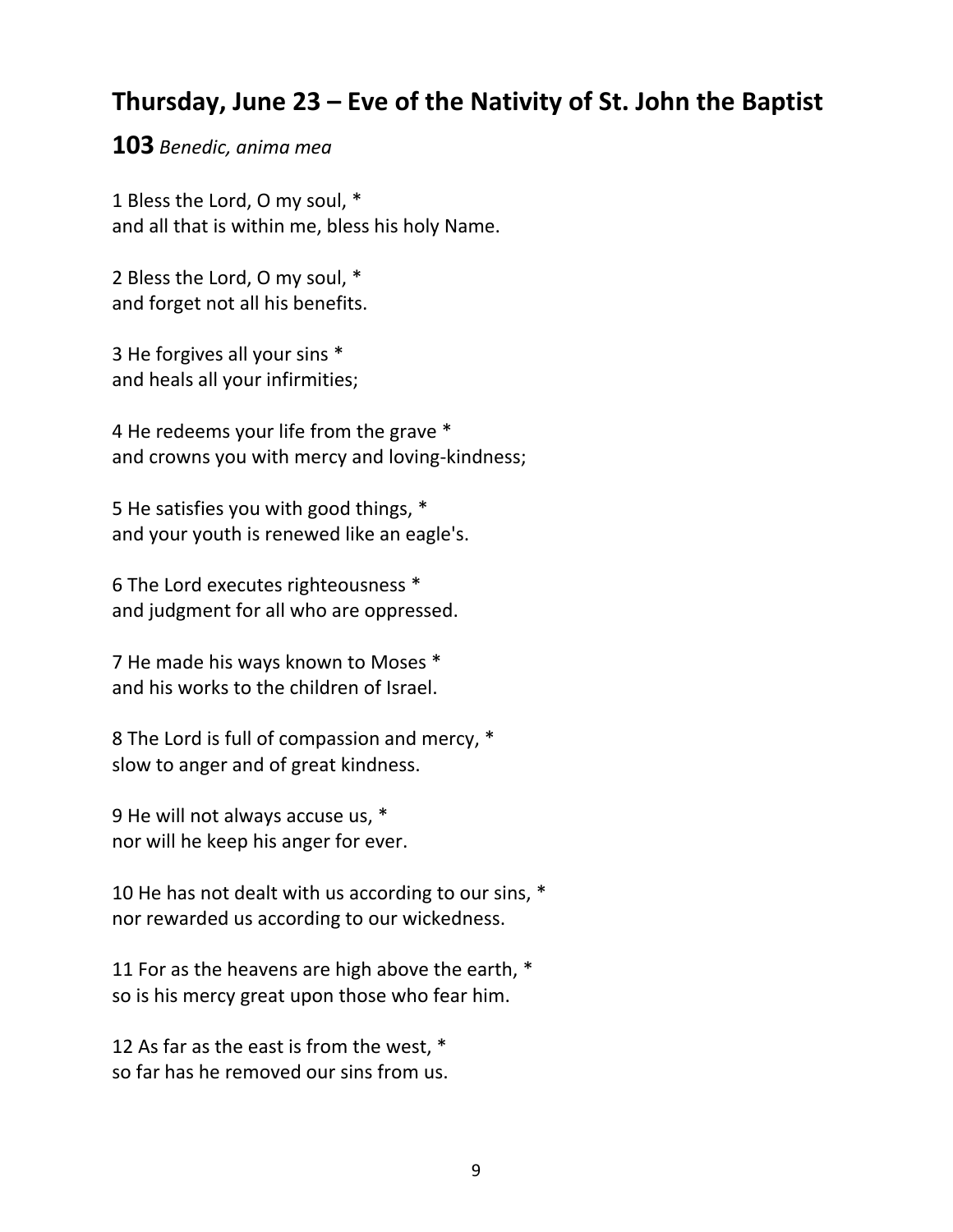## Thursday, June 23 – Eve of the Nativity of St. John the Baptist

**103** *Benedic, anima mea*

1 Bless the Lord, O my soul, *
and all that is within me, bless his holy Name.

2 Bless the Lord, O my soul, *
and forget not all his benefits.

3 He forgives all your sins *
and heals all your infirmities;

4 He redeems your life from the grave *
and crowns you with mercy and loving-kindness;

5 He satisfies you with good things, *
and your youth is renewed like an eagle's.

6 The Lord executes righteousness *
and judgment for all who are oppressed.

7 He made his ways known to Moses *
and his works to the children of Israel.

8 The Lord is full of compassion and mercy, *
slow to anger and of great kindness.

9 He will not always accuse us, *
nor will he keep his anger for ever.

10 He has not dealt with us according to our sins, *
nor rewarded us according to our wickedness.

11 For as the heavens are high above the earth, *
so is his mercy great upon those who fear him.

12 As far as the east is from the west, *
so far has he removed our sins from us.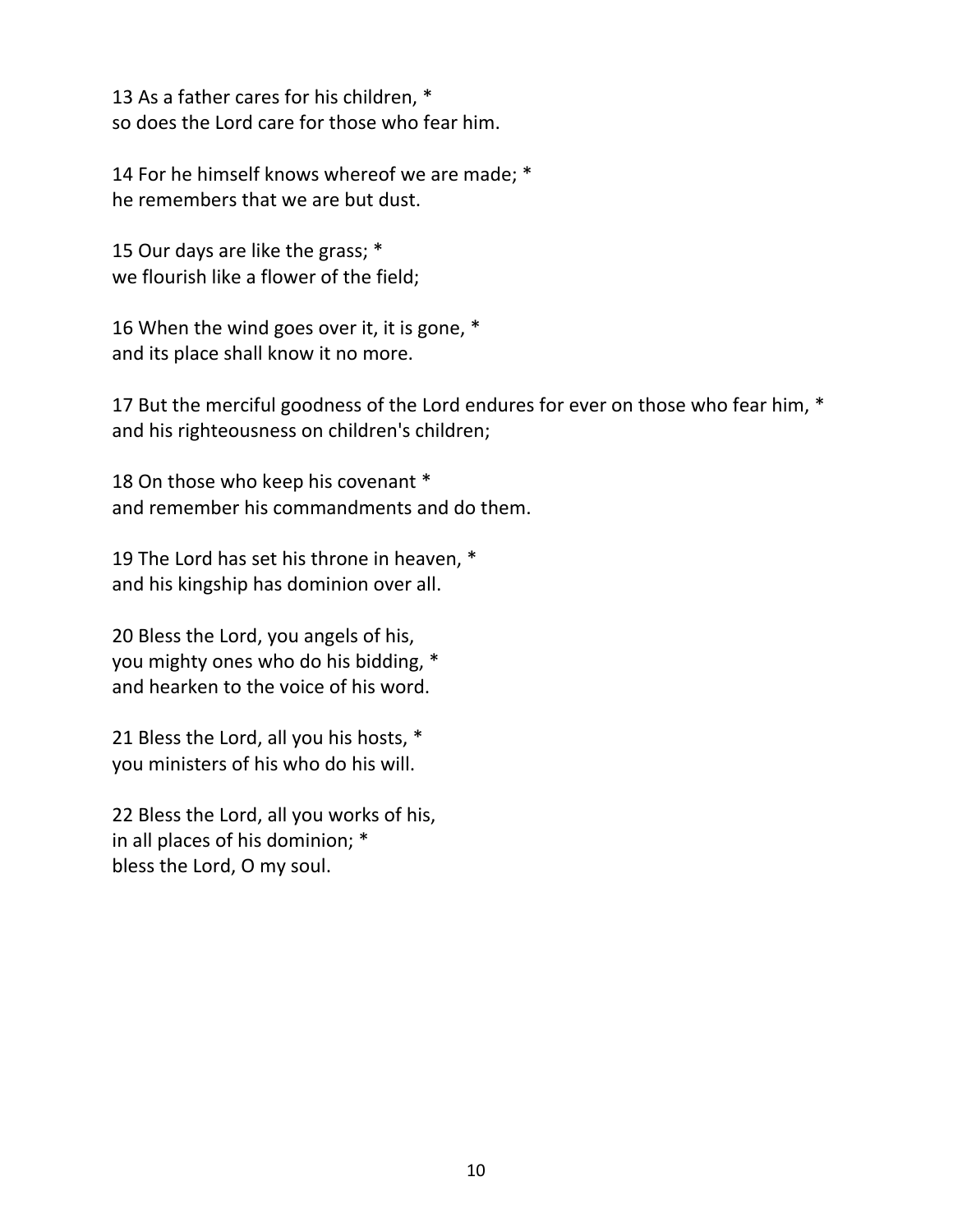13 As a father cares for his children, *  
so does the Lord care for those who fear him.

14 For he himself knows whereof we are made; *  
he remembers that we are but dust.

15 Our days are like the grass; *  
we flourish like a flower of the field;

16 When the wind goes over it, it is gone, *  
and its place shall know it no more.

17 But the merciful goodness of the Lord endures for ever on those who fear him, *  
and his righteousness on children's children;

18 On those who keep his covenant *  
and remember his commandments and do them.

19 The Lord has set his throne in heaven, *  
and his kingship has dominion over all.

20 Bless the Lord, you angels of his,  
you mighty ones who do his bidding, *  
and hearken to the voice of his word.

21 Bless the Lord, all you his hosts, *  
you ministers of his who do his will.

22 Bless the Lord, all you works of his,  
in all places of his dominion; *  
bless the Lord, O my soul.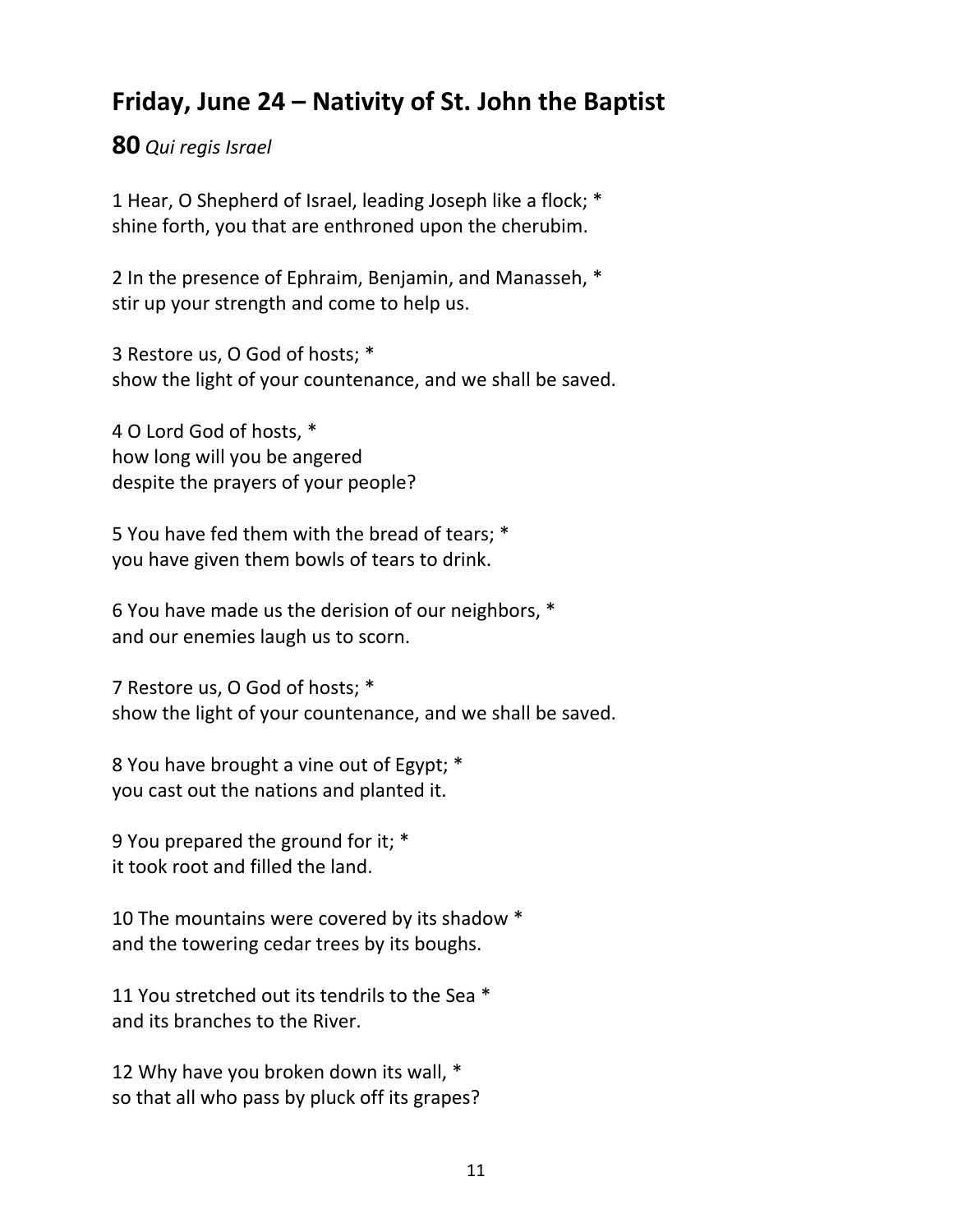## Friday, June 24 – Nativity of St. John the Baptist

**80** *Qui regis Israel*

1 Hear, O Shepherd of Israel, leading Joseph like a flock; *
shine forth, you that are enthroned upon the cherubim.

2 In the presence of Ephraim, Benjamin, and Manasseh, *
stir up your strength and come to help us.

3 Restore us, O God of hosts; *
show the light of your countenance, and we shall be saved.

4 O Lord God of hosts, *
how long will you be angered
despite the prayers of your people?

5 You have fed them with the bread of tears; *
you have given them bowls of tears to drink.

6 You have made us the derision of our neighbors, *
and our enemies laugh us to scorn.

7 Restore us, O God of hosts; *
show the light of your countenance, and we shall be saved.

8 You have brought a vine out of Egypt; *
you cast out the nations and planted it.

9 You prepared the ground for it; *
it took root and filled the land.

10 The mountains were covered by its shadow *
and the towering cedar trees by its boughs.

11 You stretched out its tendrils to the Sea *
and its branches to the River.

12 Why have you broken down its wall, *
so that all who pass by pluck off its grapes?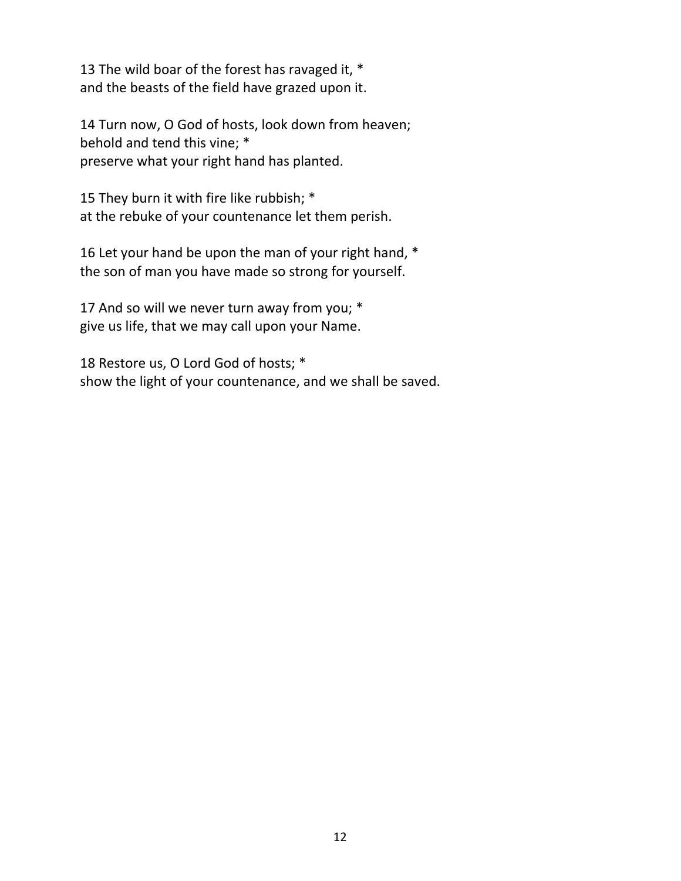13 The wild boar of the forest has ravaged it, *
and the beasts of the field have grazed upon it.

14 Turn now, O God of hosts, look down from heaven;
behold and tend this vine; *
preserve what your right hand has planted.

15 They burn it with fire like rubbish; *
at the rebuke of your countenance let them perish.

16 Let your hand be upon the man of your right hand, *
the son of man you have made so strong for yourself.

17 And so will we never turn away from you; *
give us life, that we may call upon your Name.

18 Restore us, O Lord God of hosts; *
show the light of your countenance, and we shall be saved.